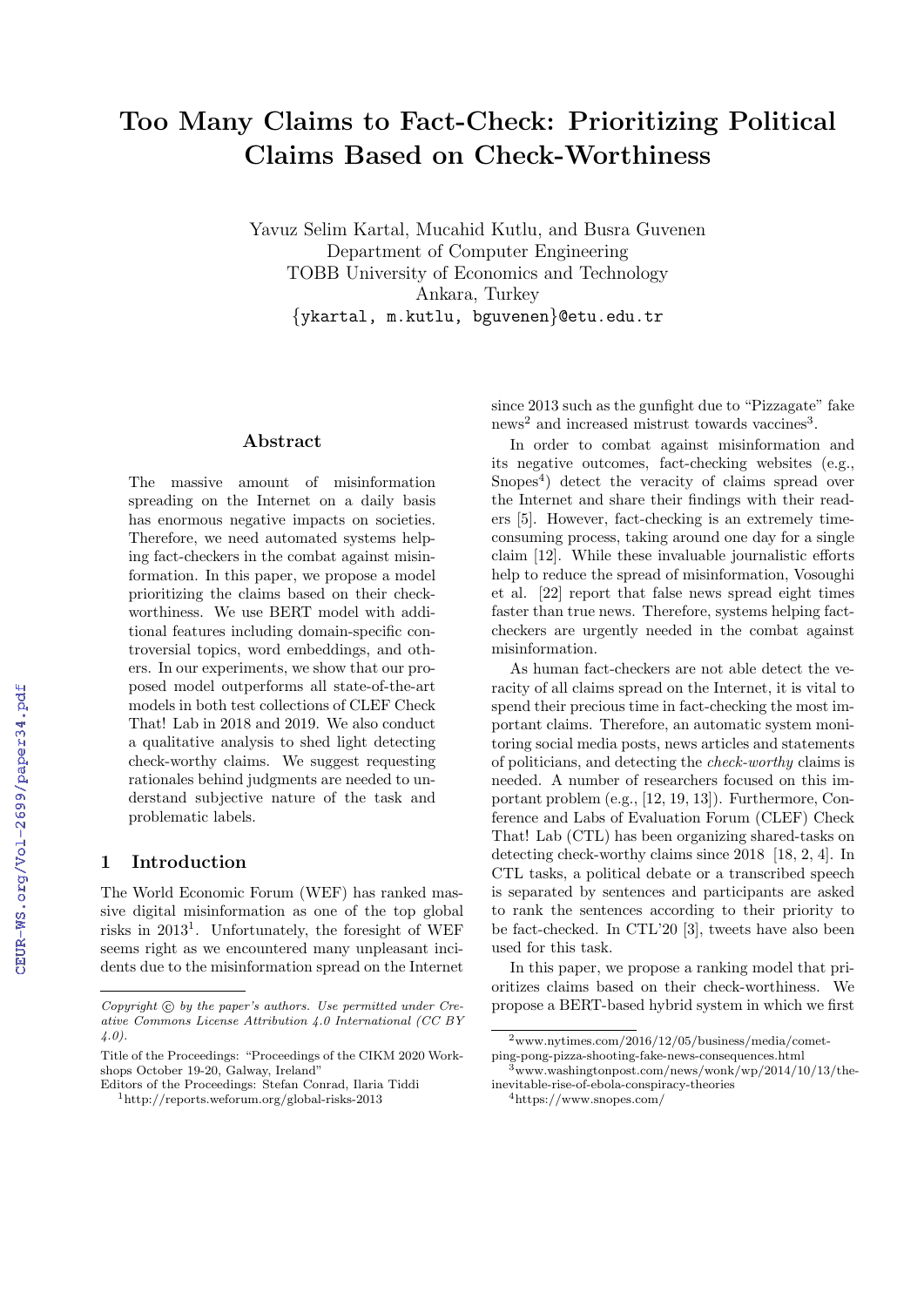# Too Many Claims to Fact-Check: Prioritizing Political Claims Based on Check-Worthiness

Yavuz Selim Kartal, Mucahid Kutlu, and Busra Guvenen
Department of Computer Engineering
TOBB University of Economics and Technology
Ankara, Turkey
{ykartal, m.kutlu, bguvenen}@etu.edu.tr

## Abstract

The massive amount of misinformation spreading on the Internet on a daily basis has enormous negative impacts on societies. Therefore, we need automated systems helping fact-checkers in the combat against misinformation. In this paper, we propose a model prioritizing the claims based on their check-worthiness. We use BERT model with additional features including domain-specific controversial topics, word embeddings, and others. In our experiments, we show that our proposed model outperforms all state-of-the-art models in both test collections of CLEF Check That! Lab in 2018 and 2019. We also conduct a qualitative analysis to shed light detecting check-worthy claims. We suggest requesting rationales behind judgments are needed to understand subjective nature of the task and problematic labels.

## 1 Introduction

The World Economic Forum (WEF) has ranked massive digital misinformation as one of the top global risks in 2013[1]. Unfortunately, the foresight of WEF seems right as we encountered many unpleasant incidents due to the misinformation spread on the Internet since 2013 such as the gunfight due to "Pizzagate" fake news[2] and increased mistrust towards vaccines[3].

In order to combat against misinformation and its negative outcomes, fact-checking websites (e.g., Snopes[4]) detect the veracity of claims spread over the Internet and share their findings with their readers [5]. However, fact-checking is an extremely time-consuming process, taking around one day for a single claim [12]. While these invaluable journalistic efforts help to reduce the spread of misinformation, Vosoughi et al. [22] report that false news spread eight times faster than true news. Therefore, systems helping fact-checkers are urgently needed in the combat against misinformation.

As human fact-checkers are not able detect the veracity of all claims spread on the Internet, it is vital to spend their precious time in fact-checking the most important claims. Therefore, an automatic system monitoring social media posts, news articles and statements of politicians, and detecting the *check-worthy* claims is needed. A number of researchers focused on this important problem (e.g., [12, 19, 13]). Furthermore, Conference and Labs of Evaluation Forum (CLEF) Check That! Lab (CTL) has been organizing shared-tasks on detecting check-worthy claims since 2018 [18, 2, 4]. In CTL tasks, a political debate or a transcribed speech is separated by sentences and participants are asked to rank the sentences according to their priority to be fact-checked. In CTL'20 [3], tweets have also been used for this task.

In this paper, we propose a ranking model that prioritizes claims based on their check-worthiness. We propose a BERT-based hybrid system in which we first

*Copyright © by the paper's authors. Use permitted under Creative Commons License Attribution 4.0 International (CC BY 4.0).*

Title of the Proceedings: "Proceedings of the CIKM 2020 Workshops October 19-20, Galway, Ireland"
Editors of the Proceedings: Stefan Conrad, Ilaria Tiddi

[1] http://reports.weforum.org/global-risks-2013

[2] www.nytimes.com/2016/12/05/business/media/comet-ping-pong-pizza-shooting-fake-news-consequences.html

[3] www.washingtonpost.com/news/wonk/wp/2014/10/13/the-inevitable-rise-of-ebola-conspiracy-theories

[4] https://www.snopes.com/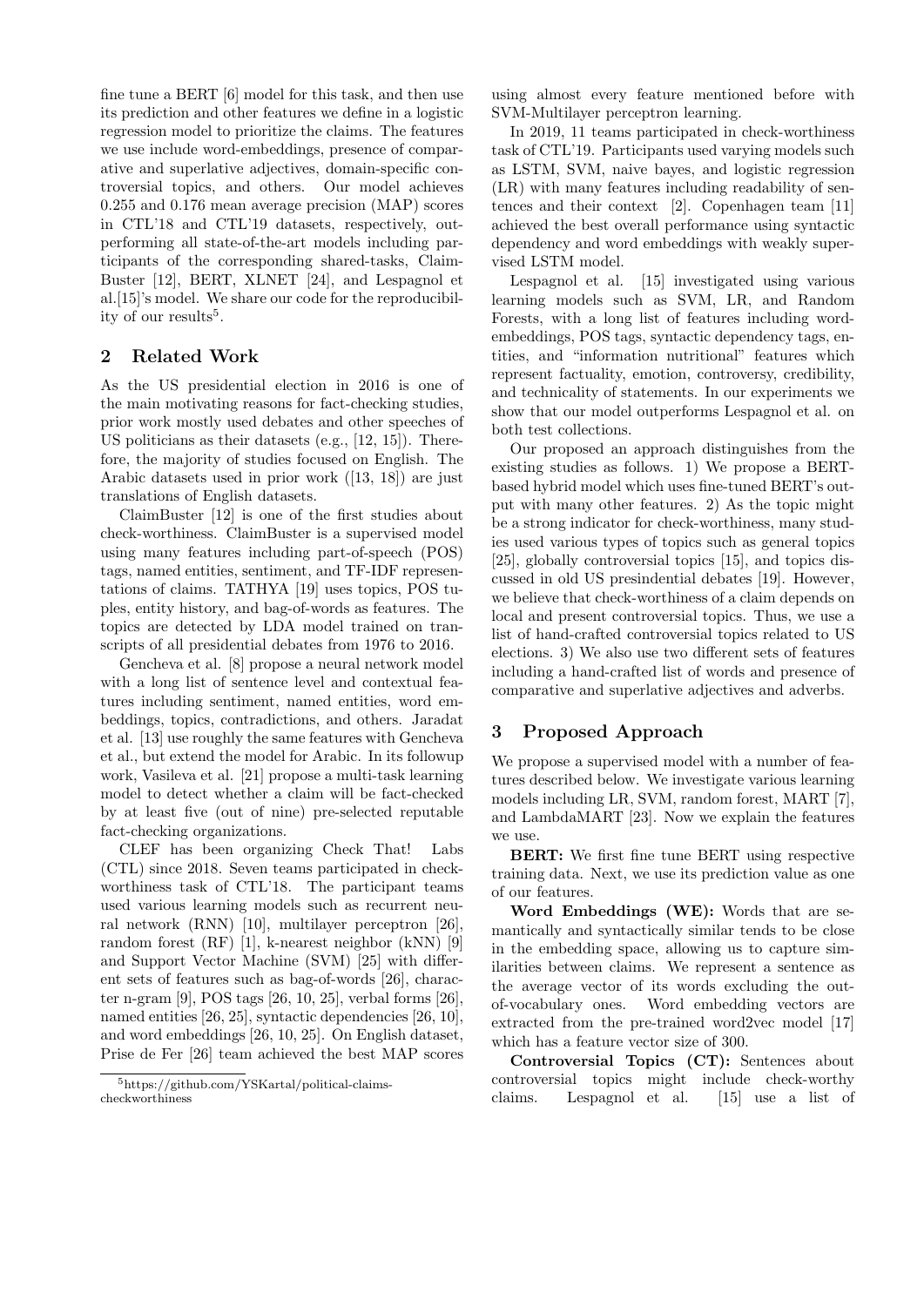fine tune a BERT [6] model for this task, and then use its prediction and other features we define in a logistic regression model to prioritize the claims. The features we use include word-embeddings, presence of comparative and superlative adjectives, domain-specific controversial topics, and others. Our model achieves 0.255 and 0.176 mean average precision (MAP) scores in CTL'18 and CTL'19 datasets, respectively, outperforming all state-of-the-art models including participants of the corresponding shared-tasks, ClaimBuster [12], BERT, XLNET [24], and Lespagnol et al.[15]'s model. We share our code for the reproducibility of our results[5].

## 2 Related Work

As the US presidential election in 2016 is one of the main motivating reasons for fact-checking studies, prior work mostly used debates and other speeches of US politicians as their datasets (e.g., [12, 15]). Therefore, the majority of studies focused on English. The Arabic datasets used in prior work ([13, 18]) are just translations of English datasets.

ClaimBuster [12] is one of the first studies about check-worthiness. ClaimBuster is a supervised model using many features including part-of-speech (POS) tags, named entities, sentiment, and TF-IDF representations of claims. TATHYA [19] uses topics, POS tuples, entity history, and bag-of-words as features. The topics are detected by LDA model trained on transcripts of all presidential debates from 1976 to 2016.

Gencheva et al. [8] propose a neural network model with a long list of sentence level and contextual features including sentiment, named entities, word embeddings, topics, contradictions, and others. Jaradat et al. [13] use roughly the same features with Gencheva et al., but extend the model for Arabic. In its followup work, Vasileva et al. [21] propose a multi-task learning model to detect whether a claim will be fact-checked by at least five (out of nine) pre-selected reputable fact-checking organizations.

CLEF has been organizing Check That! Labs (CTL) since 2018. Seven teams participated in check-worthiness task of CTL'18. The participant teams used various learning models such as recurrent neural network (RNN) [10], multilayer perceptron [26], random forest (RF) [1], k-nearest neighbor (kNN) [9] and Support Vector Machine (SVM) [25] with different sets of features such as bag-of-words [26], character n-gram [9], POS tags [26, 10, 25], verbal forms [26], named entities [26, 25], syntactic dependencies [26, 10], and word embeddings [26, 10, 25]. On English dataset, Prise de Fer [26] team achieved the best MAP scores using almost every feature mentioned before with SVM-Multilayer perceptron learning.

In 2019, 11 teams participated in check-worthiness task of CTL'19. Participants used varying models such as LSTM, SVM, naive bayes, and logistic regression (LR) with many features including readability of sentences and their context [2]. Copenhagen team [11] achieved the best overall performance using syntactic dependency and word embeddings with weakly supervised LSTM model.

Lespagnol et al. [15] investigated using various learning models such as SVM, LR, and Random Forests, with a long list of features including word-embeddings, POS tags, syntactic dependency tags, entities, and "information nutritional" features which represent factuality, emotion, controversy, credibility, and technicality of statements. In our experiments we show that our model outperforms Lespagnol et al. on both test collections.

Our proposed an approach distinguishes from the existing studies as follows. 1) We propose a BERT-based hybrid model which uses fine-tuned BERT's output with many other features. 2) As the topic might be a strong indicator for check-worthiness, many studies used various types of topics such as general topics [25], globally controversial topics [15], and topics discussed in old US presindential debates [19]. However, we believe that check-worthiness of a claim depends on local and present controversial topics. Thus, we use a list of hand-crafted controversial topics related to US elections. 3) We also use two different sets of features including a hand-crafted list of words and presence of comparative and superlative adjectives and adverbs.

## 3 Proposed Approach

We propose a supervised model with a number of features described below. We investigate various learning models including LR, SVM, random forest, MART [7], and LambdaMART [23]. Now we explain the features we use.

**BERT:** We first fine tune BERT using respective training data. Next, we use its prediction value as one of our features.

**Word Embeddings (WE):** Words that are semantically and syntactically similar tends to be close in the embedding space, allowing us to capture similarities between claims. We represent a sentence as the average vector of its words excluding the out-of-vocabulary ones. Word embedding vectors are extracted from the pre-trained word2vec model [17] which has a feature vector size of 300.

**Controversial Topics (CT):** Sentences about controversial topics might include check-worthy claims. Lespagnol et al. [15] use a list of

[5] https://github.com/YSKartal/political-claims-checkworthiness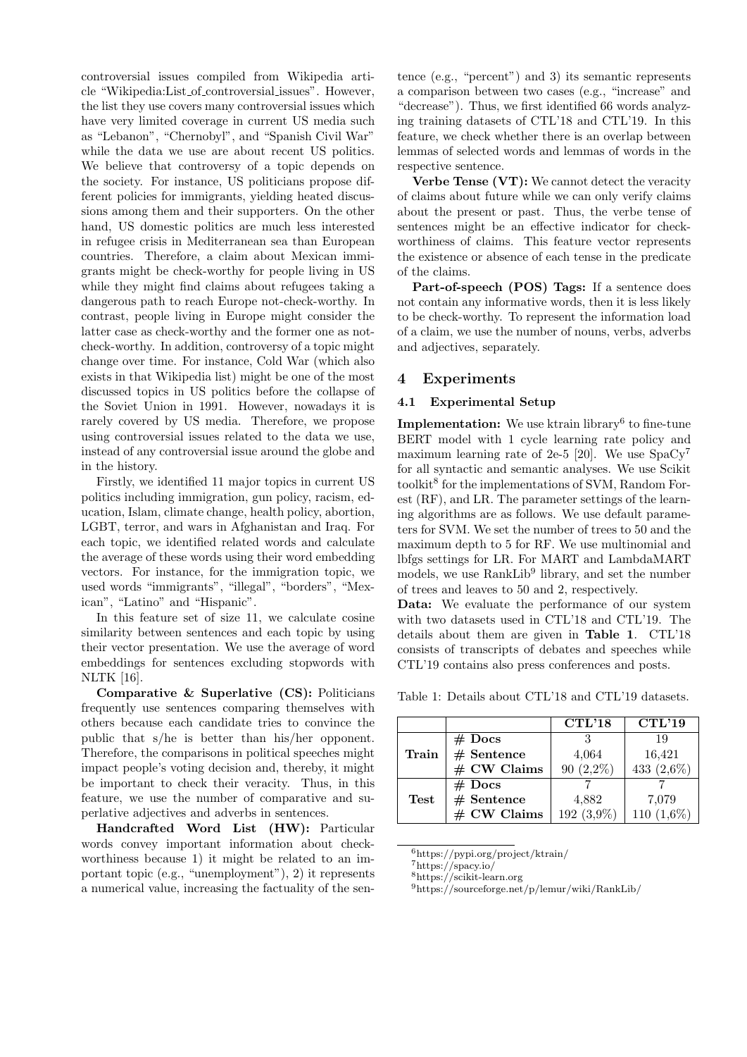controversial issues compiled from Wikipedia article "Wikipedia:List_of_controversial_issues". However, the list they use covers many controversial issues which have very limited coverage in current US media such as "Lebanon", "Chernobyl", and "Spanish Civil War" while the data we use are about recent US politics. We believe that controversy of a topic depends on the society. For instance, US politicians propose different policies for immigrants, yielding heated discussions among them and their supporters. On the other hand, US domestic politics are much less interested in refugee crisis in Mediterranean sea than European countries. Therefore, a claim about Mexican immigrants might be check-worthy for people living in US while they might find claims about refugees taking a dangerous path to reach Europe not-check-worthy. In contrast, people living in Europe might consider the latter case as check-worthy and the former one as not-check-worthy. In addition, controversy of a topic might change over time. For instance, Cold War (which also exists in that Wikipedia list) might be one of the most discussed topics in US politics before the collapse of the Soviet Union in 1991. However, nowadays it is rarely covered by US media. Therefore, we propose using controversial issues related to the data we use, instead of any controversial issue around the globe and in the history.

Firstly, we identified 11 major topics in current US politics including immigration, gun policy, racism, education, Islam, climate change, health policy, abortion, LGBT, terror, and wars in Afghanistan and Iraq. For each topic, we identified related words and calculate the average of these words using their word embedding vectors. For instance, for the immigration topic, we used words "immigrants", "illegal", "borders", "Mexican", "Latino" and "Hispanic".

In this feature set of size 11, we calculate cosine similarity between sentences and each topic by using their vector presentation. We use the average of word embeddings for sentences excluding stopwords with NLTK [16].

**Comparative & Superlative (CS):** Politicians frequently use sentences comparing themselves with others because each candidate tries to convince the public that s/he is better than his/her opponent. Therefore, the comparisons in political speeches might impact people's voting decision and, thereby, it might be important to check their veracity. Thus, in this feature, we use the number of comparative and superlative adjectives and adverbs in sentences.

**Handcrafted Word List (HW):** Particular words convey important information about check-worthiness because 1) it might be related to an important topic (e.g., "unemployment"), 2) it represents a numerical value, increasing the factuality of the sentence (e.g., "percent") and 3) its semantic represents a comparison between two cases (e.g., "increase" and "decrease"). Thus, we first identified 66 words analyzing training datasets of CTL'18 and CTL'19. In this feature, we check whether there is an overlap between lemmas of selected words and lemmas of words in the respective sentence.

**Verbe Tense (VT):** We cannot detect the veracity of claims about future while we can only verify claims about the present or past. Thus, the verbe tense of sentences might be an effective indicator for check-worthiness of claims. This feature vector represents the existence or absence of each tense in the predicate of the claims.

**Part-of-speech (POS) Tags:** If a sentence does not contain any informative words, then it is less likely to be check-worthy. To represent the information load of a claim, we use the number of nouns, verbs, adverbs and adjectives, separately.

## 4 Experiments

### 4.1 Experimental Setup

**Implementation:** We use ktrain library[6] to fine-tune BERT model with 1 cycle learning rate policy and maximum learning rate of 2e-5 [20]. We use SpaCy[7] for all syntactic and semantic analyses. We use Scikit toolkit[8] for the implementations of SVM, Random Forest (RF), and LR. The parameter settings of the learning algorithms are as follows. We use default parameters for SVM. We set the number of trees to 50 and the maximum depth to 5 for RF. We use multinomial and lbfgs settings for LR. For MART and LambdaMART models, we use RankLib[9] library, and set the number of trees and leaves to 50 and 2, respectively.

**Data:** We evaluate the performance of our system with two datasets used in CTL'18 and CTL'19. The details about them are given in **Table 1**. CTL'18 consists of transcripts of debates and speeches while CTL'19 contains also press conferences and posts.

Table 1: Details about CTL'18 and CTL'19 datasets.

| | | **CTL'18** | **CTL'19** |
|---|---|---|---|
| **Train** | **# Docs** | 3 | 19 |
| | **# Sentence** | 4,064 | 16,421 |
| | **# CW Claims** | 90 (2,2%) | 433 (2,6%) |
| **Test** | **# Docs** | 7 | 7 |
| | **# Sentence** | 4,882 | 7,079 |
| | **# CW Claims** | 192 (3,9%) | 110 (1,6%) |

[6] https://pypi.org/project/ktrain/

[7] https://spacy.io/

[8] https://scikit-learn.org

[9] https://sourceforge.net/p/lemur/wiki/RankLib/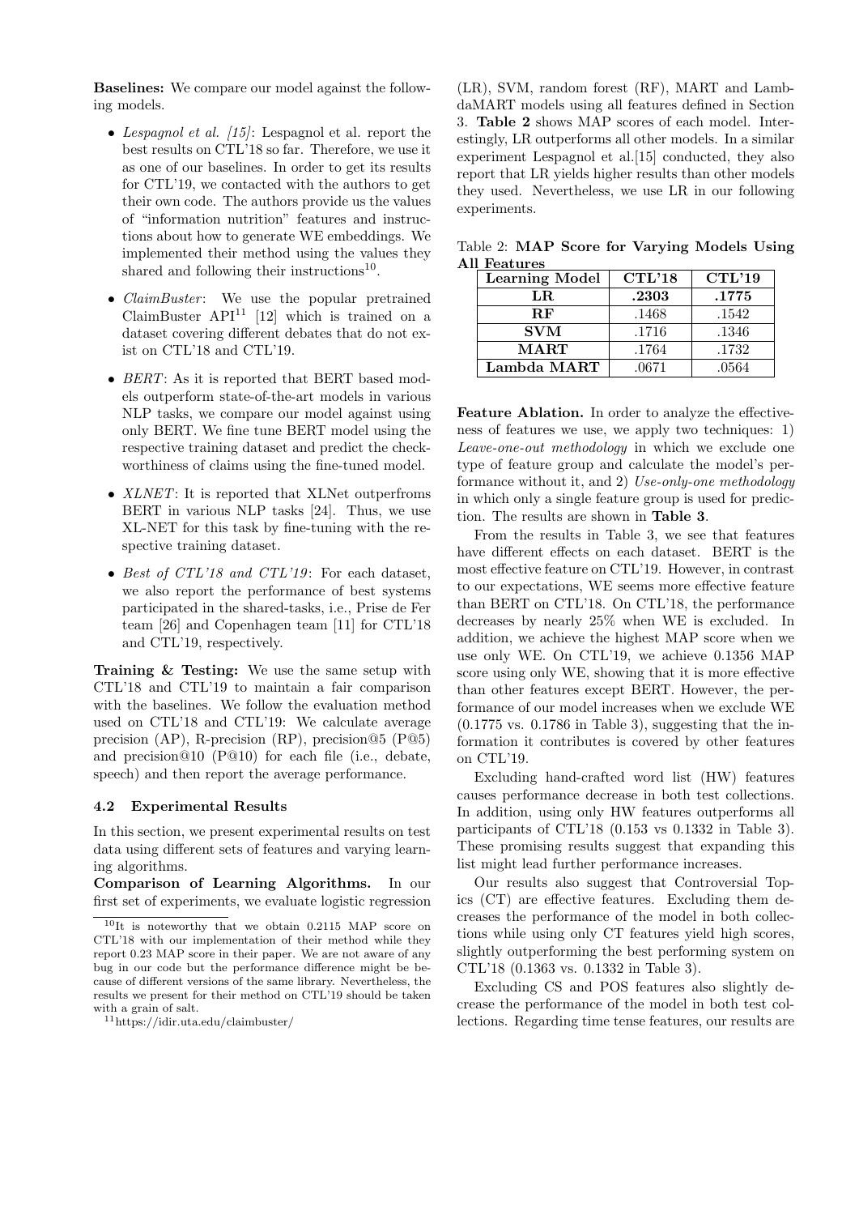**Baselines:** We compare our model against the following models.

- *Lespagnol et al. [15]*: Lespagnol et al. report the best results on CTL'18 so far. Therefore, we use it as one of our baselines. In order to get its results for CTL'19, we contacted with the authors to get their own code. The authors provide us the values of "information nutrition" features and instructions about how to generate WE embeddings. We implemented their method using the values they shared and following their instructions[10].
- *ClaimBuster*: We use the popular pretrained ClaimBuster API[11] [12] which is trained on a dataset covering different debates that do not exist on CTL'18 and CTL'19.
- *BERT*: As it is reported that BERT based models outperform state-of-the-art models in various NLP tasks, we compare our model against using only BERT. We fine tune BERT model using the respective training dataset and predict the check-worthiness of claims using the fine-tuned model.
- *XLNET*: It is reported that XLNet outperfroms BERT in various NLP tasks [24]. Thus, we use XL-NET for this task by fine-tuning with the respective training dataset.
- *Best of CTL'18 and CTL'19*: For each dataset, we also report the performance of best systems participated in the shared-tasks, i.e., Prise de Fer team [26] and Copenhagen team [11] for CTL'18 and CTL'19, respectively.

**Training & Testing:** We use the same setup with CTL'18 and CTL'19 to maintain a fair comparison with the baselines. We follow the evaluation method used on CTL'18 and CTL'19: We calculate average precision (AP), R-precision (RP), precision@5 (P@5) and precision@10 (P@10) for each file (i.e., debate, speech) and then report the average performance.

### 4.2 Experimental Results

In this section, we present experimental results on test data using different sets of features and varying learning algorithms.

**Comparison of Learning Algorithms.** In our first set of experiments, we evaluate logistic regression (LR), SVM, random forest (RF), MART and LambdaMART models using all features defined in Section 3. **Table 2** shows MAP scores of each model. Interestingly, LR outperforms all other models. In a similar experiment Lespagnol et al.[15] conducted, they also report that LR yields higher results than other models they used. Nevertheless, we use LR in our following experiments.

Table 2: **MAP Score for Varying Models Using All Features**

| Learning Model | CTL'18 | CTL'19 |
|---|---|---|
| **LR** | **.2303** | **.1775** |
| **RF** | .1468 | .1542 |
| **SVM** | .1716 | .1346 |
| **MART** | .1764 | .1732 |
| **Lambda MART** | .0671 | .0564 |

**Feature Ablation.** In order to analyze the effectiveness of features we use, we apply two techniques: 1) *Leave-one-out methodology* in which we exclude one type of feature group and calculate the model's performance without it, and 2) *Use-only-one methodology* in which only a single feature group is used for prediction. The results are shown in **Table 3**.

From the results in Table 3, we see that features have different effects on each dataset. BERT is the most effective feature on CTL'19. However, in contrast to our expectations, WE seems more effective feature than BERT on CTL'18. On CTL'18, the performance decreases by nearly 25% when WE is excluded. In addition, we achieve the highest MAP score when we use only WE. On CTL'19, we achieve 0.1356 MAP score using only WE, showing that it is more effective than other features except BERT. However, the performance of our model increases when we exclude WE (0.1775 vs. 0.1786 in Table 3), suggesting that the information it contributes is covered by other features on CTL'19.

Excluding hand-crafted word list (HW) features causes performance decrease in both test collections. In addition, using only HW features outperforms all participants of CTL'18 (0.153 vs 0.1332 in Table 3). These promising results suggest that expanding this list might lead further performance increases.

Our results also suggest that Controversial Topics (CT) are effective features. Excluding them decreases the performance of the model in both collections while using only CT features yield high scores, slightly outperforming the best performing system on CTL'18 (0.1363 vs. 0.1332 in Table 3).

Excluding CS and POS features also slightly decrease the performance of the model in both test collections. Regarding time tense features, our results are

[10] It is noteworthy that we obtain 0.2115 MAP score on CTL'18 with our implementation of their method while they report 0.23 MAP score in their paper. We are not aware of any bug in our code but the performance difference might be because of different versions of the same library. Nevertheless, the results we present for their method on CTL'19 should be taken with a grain of salt.

[11] https://idir.uta.edu/claimbuster/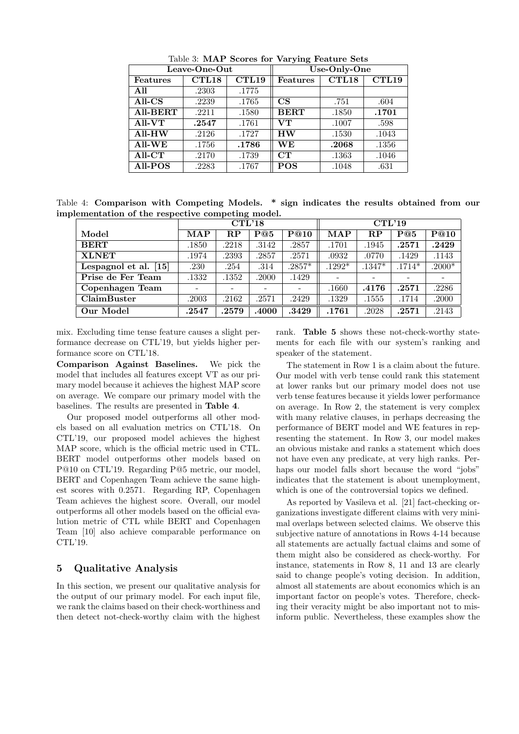Table 3: **MAP Scores for Varying Feature Sets**

| Leave-One-Out | | | Use-Only-One | | |
|---|---|---|---|---|---|
| **Features** | **CTL18** | **CTL19** | **Features** | **CTL18** | **CTL19** |
| **All** | .2303 | .1775 | | | |
| **All-CS** | .2239 | .1765 | **CS** | .751 | .604 |
| **All-BERT** | .2211 | .1580 | **BERT** | .1850 | **.1701** |
| **All-VT** | **.2547** | .1761 | **VT** | .1007 | .598 |
| **All-HW** | .2126 | .1727 | **HW** | .1530 | .1043 |
| **All-WE** | .1756 | **.1786** | **WE** | **.2068** | .1356 |
| **All-CT** | .2170 | .1739 | **CT** | .1363 | .1046 |
| **All-POS** | .2283 | .1767 | **POS** | .1048 | .631 |

Table 4: **Comparison with Competing Models. * sign indicates the results obtained from our implementation of the respective competing model.**

| | CTL'18 | | | | CTL'19 | | | |
|---|---|---|---|---|---|---|---|---|
| **Model** | **MAP** | **RP** | **P@5** | **P@10** | **MAP** | **RP** | **P@5** | **P@10** |
| **BERT** | .1850 | .2218 | .3142 | .2857 | .1701 | .1945 | **.2571** | **.2429** |
| **XLNET** | .1974 | .2393 | .2857 | .2571 | .0932 | .0770 | .1429 | .1143 |
| **Lespagnol et al. [15]** | .230 | .254 | .314 | .2857* | .1292* | .1347* | .1714* | .2000* |
| **Prise de Fer Team** | .1332 | .1352 | .2000 | .1429 | - | - | - | - |
| **Copenhagen Team** | - | - | - | - | .1660 | **.4176** | **.2571** | .2286 |
| **ClaimBuster** | .2003 | .2162 | .2571 | .2429 | .1329 | .1555 | .1714 | .2000 |
| **Our Model** | **.2547** | **.2579** | **.4000** | **.3429** | **.1761** | .2028 | **.2571** | .2143 |

mix. Excluding time tense feature causes a slight performance decrease on CTL'19, but yields higher performance score on CTL'18.

**Comparison Against Baselines.** We pick the model that includes all features except VT as our primary model because it achieves the highest MAP score on average. We compare our primary model with the baselines. The results are presented in **Table 4**.

Our proposed model outperforms all other models based on all evaluation metrics on CTL'18. On CTL'19, our proposed model achieves the highest MAP score, which is the official metric used in CTL. BERT model outperforms other models based on P@10 on CTL'19. Regarding P@5 metric, our model, BERT and Copenhagen Team achieve the same highest scores with 0.2571. Regarding RP, Copenhagen Team achieves the highest score. Overall, our model outperforms all other models based on the official evalution metric of CTL while BERT and Copenhagen Team [10] also achieve comparable performance on CTL'19.

## 5 Qualitative Analysis

In this section, we present our qualitative analysis for the output of our primary model. For each input file, we rank the claims based on their check-worthiness and then detect not-check-worthy claim with the highest rank. **Table 5** shows these not-check-worthy statements for each file with our system's ranking and speaker of the statement.

The statement in Row 1 is a claim about the future. Our model with verb tense could rank this statement at lower ranks but our primary model does not use verb tense features because it yields lower performance on average. In Row 2, the statement is very complex with many relative clauses, in perhaps decreasing the performance of BERT model and WE features in representing the statement. In Row 3, our model makes an obvious mistake and ranks a statement which does not have even any predicate, at very high ranks. Perhaps our model falls short because the word "jobs" indicates that the statement is about unemployment, which is one of the controversial topics we defined.

As reported by Vasileva et al. [21] fact-checking organizations investigate different claims with very minimal overlaps between selected claims. We observe this subjective nature of annotations in Rows 4-14 because all statements are actually factual claims and some of them might also be considered as check-worthy. For instance, statements in Row 8, 11 and 13 are clearly said to change people's voting decision. In addition, almost all statements are about economics which is an important factor on people's votes. Therefore, checking their veracity might be also important not to misinform public. Nevertheless, these examples show the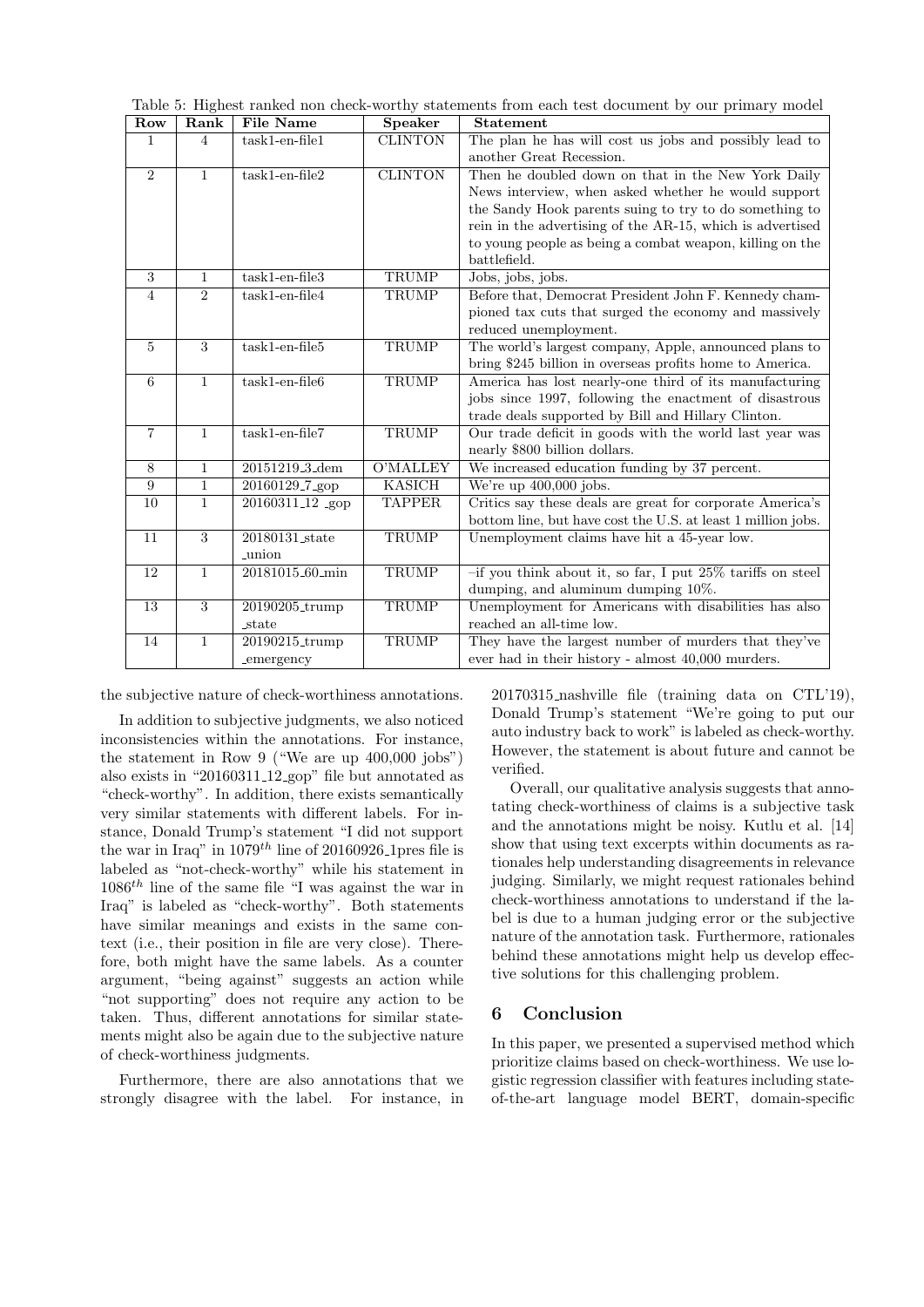Table 5: Highest ranked non check-worthy statements from each test document by our primary model

| Row | Rank | File Name | Speaker | Statement |
|---|---|---|---|---|
| 1 | 4 | task1-en-file1 | CLINTON | The plan he has will cost us jobs and possibly lead to another Great Recession. |
| 2 | 1 | task1-en-file2 | CLINTON | Then he doubled down on that in the New York Daily News interview, when asked whether he would support the Sandy Hook parents suing to try to do something to rein in the advertising of the AR-15, which is advertised to young people as being a combat weapon, killing on the battlefield. |
| 3 | 1 | task1-en-file3 | TRUMP | Jobs, jobs, jobs. |
| 4 | 2 | task1-en-file4 | TRUMP | Before that, Democrat President John F. Kennedy championed tax cuts that surged the economy and massively reduced unemployment. |
| 5 | 3 | task1-en-file5 | TRUMP | The world's largest company, Apple, announced plans to bring $245 billion in overseas profits home to America. |
| 6 | 1 | task1-en-file6 | TRUMP | America has lost nearly-one third of its manufacturing jobs since 1997, following the enactment of disastrous trade deals supported by Bill and Hillary Clinton. |
| 7 | 1 | task1-en-file7 | TRUMP | Our trade deficit in goods with the world last year was nearly $800 billion dollars. |
| 8 | 1 | 20151219_3_dem | O'MALLEY | We increased education funding by 37 percent. |
| 9 | 1 | 20160129_7_gop | KASICH | We're up 400,000 jobs. |
| 10 | 1 | 20160311_12_gop | TAPPER | Critics say these deals are great for corporate America's bottom line, but have cost the U.S. at least 1 million jobs. |
| 11 | 3 | 20180131_state_union | TRUMP | Unemployment claims have hit a 45-year low. |
| 12 | 1 | 20181015_60_min | TRUMP | –if you think about it, so far, I put 25% tariffs on steel dumping, and aluminum dumping 10%. |
| 13 | 3 | 20190205_trump_state | TRUMP | Unemployment for Americans with disabilities has also reached an all-time low. |
| 14 | 1 | 20190215_trump_emergency | TRUMP | They have the largest number of murders that they've ever had in their history - almost 40,000 murders. |

the subjective nature of check-worthiness annotations.

In addition to subjective judgments, we also noticed inconsistencies within the annotations. For instance, the statement in Row 9 ("We are up 400,000 jobs") also exists in "20160311_12_gop" file but annotated as "check-worthy". In addition, there exists semantically very similar statements with different labels. For instance, Donald Trump's statement "I did not support the war in Iraq" in $1079^{th}$ line of 20160926_1pres file is labeled as "not-check-worthy" while his statement in $1086^{th}$ line of the same file "I was against the war in Iraq" is labeled as "check-worthy". Both statements have similar meanings and exists in the same context (i.e., their position in file are very close). Therefore, both might have the same labels. As a counter argument, "being against" suggests an action while "not supporting" does not require any action to be taken. Thus, different annotations for similar statements might also be again due to the subjective nature of check-worthiness judgments.

Furthermore, there are also annotations that we strongly disagree with the label. For instance, in 20170315_nashville file (training data on CTL'19), Donald Trump's statement "We're going to put our auto industry back to work" is labeled as check-worthy. However, the statement is about future and cannot be verified.

Overall, our qualitative analysis suggests that annotating check-worthiness of claims is a subjective task and the annotations might be noisy. Kutlu et al. [14] show that using text excerpts within documents as rationales help understanding disagreements in relevance judging. Similarly, we might request rationales behind check-worthiness annotations to understand if the label is due to a human judging error or the subjective nature of the annotation task. Furthermore, rationales behind these annotations might help us develop effective solutions for this challenging problem.

## 6 Conclusion

In this paper, we presented a supervised method which prioritize claims based on check-worthiness. We use logistic regression classifier with features including state-of-the-art language model BERT, domain-specific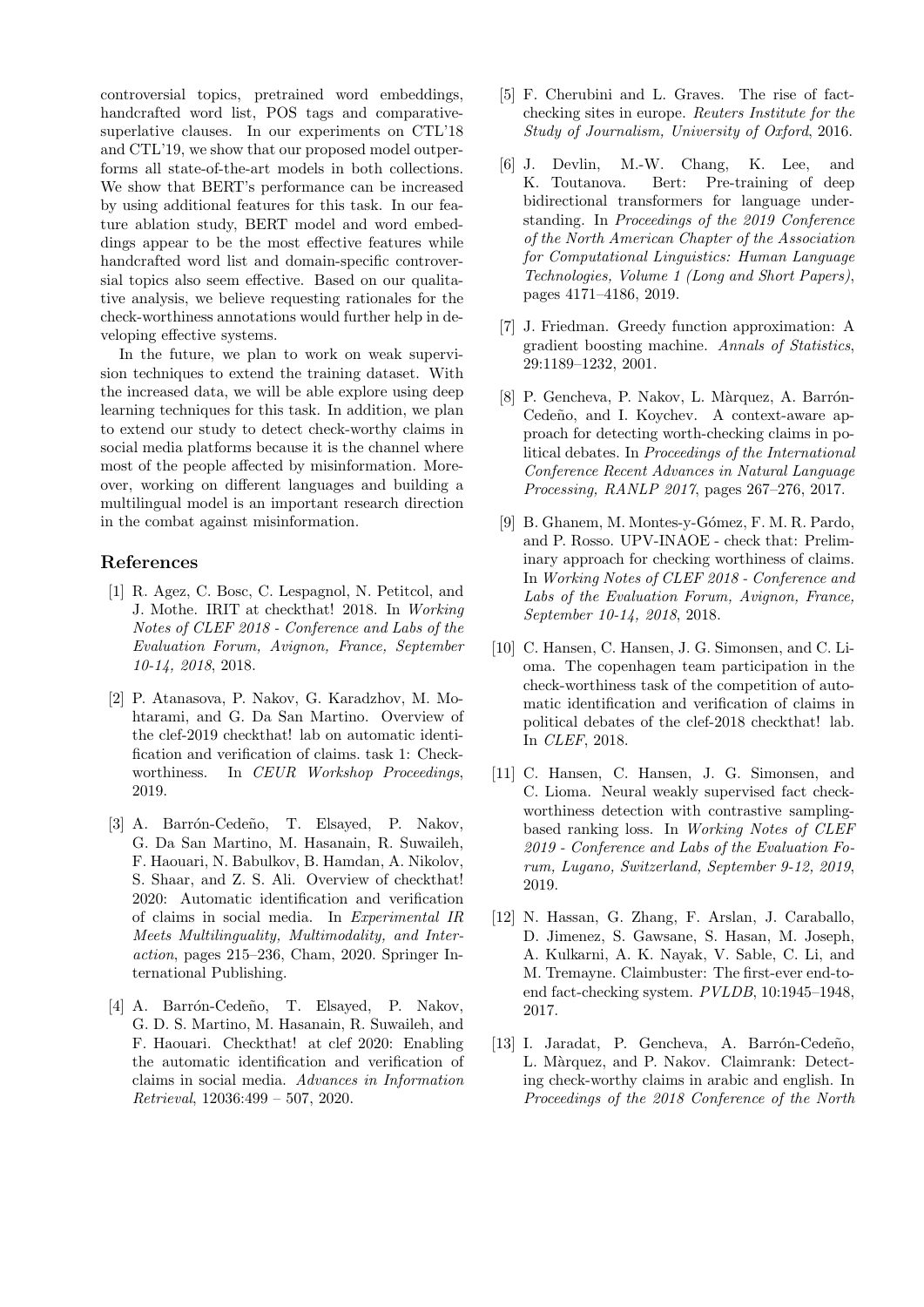controversial topics, pretrained word embeddings, handcrafted word list, POS tags and comparative-superlative clauses. In our experiments on CTL'18 and CTL'19, we show that our proposed model outperforms all state-of-the-art models in both collections. We show that BERT's performance can be increased by using additional features for this task. In our feature ablation study, BERT model and word embeddings appear to be the most effective features while handcrafted word list and domain-specific controversial topics also seem effective. Based on our qualitative analysis, we believe requesting rationales for the check-worthiness annotations would further help in developing effective systems.

In the future, we plan to work on weak supervision techniques to extend the training dataset. With the increased data, we will be able explore using deep learning techniques for this task. In addition, we plan to extend our study to detect check-worthy claims in social media platforms because it is the channel where most of the people affected by misinformation. Moreover, working on different languages and building a multilingual model is an important research direction in the combat against misinformation.

## References

[1] R. Agez, C. Bosc, C. Lespagnol, N. Petitcol, and J. Mothe. IRIT at checkthat! 2018. In *Working Notes of CLEF 2018 - Conference and Labs of the Evaluation Forum, Avignon, France, September 10-14, 2018*, 2018.

[2] P. Atanasova, P. Nakov, G. Karadzhov, M. Mohtarami, and G. Da San Martino. Overview of the clef-2019 checkthat! lab on automatic identification and verification of claims. task 1: Check-worthiness. In *CEUR Workshop Proceedings*, 2019.

[3] A. Barrón-Cedeño, T. Elsayed, P. Nakov, G. Da San Martino, M. Hasanain, R. Suwaileh, F. Haouari, N. Babulkov, B. Hamdan, A. Nikolov, S. Shaar, and Z. S. Ali. Overview of checkthat! 2020: Automatic identification and verification of claims in social media. In *Experimental IR Meets Multilinguality, Multimodality, and Interaction*, pages 215–236, Cham, 2020. Springer International Publishing.

[4] A. Barrón-Cedeño, T. Elsayed, P. Nakov, G. D. S. Martino, M. Hasanain, R. Suwaileh, and F. Haouari. Checkthat! at clef 2020: Enabling the automatic identification and verification of claims in social media. *Advances in Information Retrieval*, 12036:499 – 507, 2020.

[5] F. Cherubini and L. Graves. The rise of fact-checking sites in europe. *Reuters Institute for the Study of Journalism, University of Oxford*, 2016.

[6] J. Devlin, M.-W. Chang, K. Lee, and K. Toutanova. Bert: Pre-training of deep bidirectional transformers for language understanding. In *Proceedings of the 2019 Conference of the North American Chapter of the Association for Computational Linguistics: Human Language Technologies, Volume 1 (Long and Short Papers)*, pages 4171–4186, 2019.

[7] J. Friedman. Greedy function approximation: A gradient boosting machine. *Annals of Statistics*, 29:1189–1232, 2001.

[8] P. Gencheva, P. Nakov, L. Màrquez, A. Barrón-Cedeño, and I. Koychev. A context-aware approach for detecting worth-checking claims in political debates. In *Proceedings of the International Conference Recent Advances in Natural Language Processing, RANLP 2017*, pages 267–276, 2017.

[9] B. Ghanem, M. Montes-y-Gómez, F. M. R. Pardo, and P. Rosso. UPV-INAOE - check that: Preliminary approach for checking worthiness of claims. In *Working Notes of CLEF 2018 - Conference and Labs of the Evaluation Forum, Avignon, France, September 10-14, 2018*, 2018.

[10] C. Hansen, C. Hansen, J. G. Simonsen, and C. Lioma. The copenhagen team participation in the check-worthiness task of the competition of automatic identification and verification of claims in political debates of the clef-2018 checkthat! lab. In *CLEF*, 2018.

[11] C. Hansen, C. Hansen, J. G. Simonsen, and C. Lioma. Neural weakly supervised fact check-worthiness detection with contrastive sampling-based ranking loss. In *Working Notes of CLEF 2019 - Conference and Labs of the Evaluation Forum, Lugano, Switzerland, September 9-12, 2019*, 2019.

[12] N. Hassan, G. Zhang, F. Arslan, J. Caraballo, D. Jimenez, S. Gawsane, S. Hasan, M. Joseph, A. Kulkarni, A. K. Nayak, V. Sable, C. Li, and M. Tremayne. Claimbuster: The first-ever end-to-end fact-checking system. *PVLDB*, 10:1945–1948, 2017.

[13] I. Jaradat, P. Gencheva, A. Barrón-Cedeño, L. Màrquez, and P. Nakov. Claimrank: Detecting check-worthy claims in arabic and english. In *Proceedings of the 2018 Conference of the North*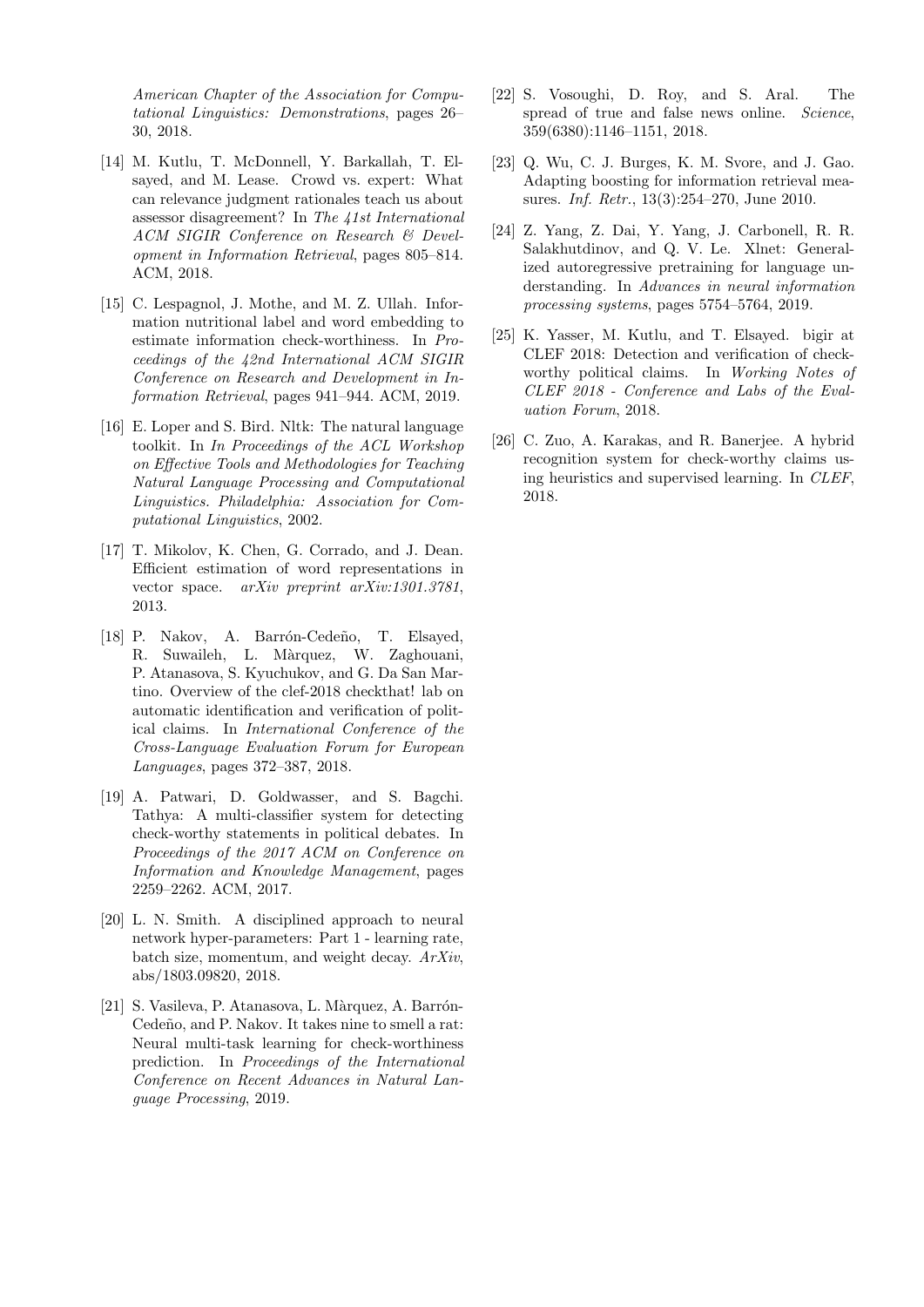American Chapter of the Association for Computational Linguistics: Demonstrations*, pages 26–30, 2018.

[14] M. Kutlu, T. McDonnell, Y. Barkallah, T. Elsayed, and M. Lease. Crowd vs. expert: What can relevance judgment rationales teach us about assessor disagreement? In *The 41st International ACM SIGIR Conference on Research & Development in Information Retrieval*, pages 805–814. ACM, 2018.

[15] C. Lespagnol, J. Mothe, and M. Z. Ullah. Information nutritional label and word embedding to estimate information check-worthiness. In *Proceedings of the 42nd International ACM SIGIR Conference on Research and Development in Information Retrieval*, pages 941–944. ACM, 2019.

[16] E. Loper and S. Bird. Nltk: The natural language toolkit. In *In Proceedings of the ACL Workshop on Effective Tools and Methodologies for Teaching Natural Language Processing and Computational Linguistics. Philadelphia: Association for Computational Linguistics*, 2002.

[17] T. Mikolov, K. Chen, G. Corrado, and J. Dean. Efficient estimation of word representations in vector space. *arXiv preprint arXiv:1301.3781*, 2013.

[18] P. Nakov, A. Barrón-Cedeño, T. Elsayed, R. Suwaileh, L. Màrquez, W. Zaghouani, P. Atanasova, S. Kyuchukov, and G. Da San Martino. Overview of the clef-2018 checkthat! lab on automatic identification and verification of political claims. In *International Conference of the Cross-Language Evaluation Forum for European Languages*, pages 372–387, 2018.

[19] A. Patwari, D. Goldwasser, and S. Bagchi. Tathya: A multi-classifier system for detecting check-worthy statements in political debates. In *Proceedings of the 2017 ACM on Conference on Information and Knowledge Management*, pages 2259–2262. ACM, 2017.

[20] L. N. Smith. A disciplined approach to neural network hyper-parameters: Part 1 - learning rate, batch size, momentum, and weight decay. *ArXiv*, abs/1803.09820, 2018.

[21] S. Vasileva, P. Atanasova, L. Màrquez, A. Barrón-Cedeño, and P. Nakov. It takes nine to smell a rat: Neural multi-task learning for check-worthiness prediction. In *Proceedings of the International Conference on Recent Advances in Natural Language Processing*, 2019.

[22] S. Vosoughi, D. Roy, and S. Aral. The spread of true and false news online. *Science*, 359(6380):1146–1151, 2018.

[23] Q. Wu, C. J. Burges, K. M. Svore, and J. Gao. Adapting boosting for information retrieval measures. *Inf. Retr.*, 13(3):254–270, June 2010.

[24] Z. Yang, Z. Dai, Y. Yang, J. Carbonell, R. R. Salakhutdinov, and Q. V. Le. Xlnet: Generalized autoregressive pretraining for language understanding. In *Advances in neural information processing systems*, pages 5754–5764, 2019.

[25] K. Yasser, M. Kutlu, and T. Elsayed. bigir at CLEF 2018: Detection and verification of check-worthy political claims. In *Working Notes of CLEF 2018 - Conference and Labs of the Evaluation Forum*, 2018.

[26] C. Zuo, A. Karakas, and R. Banerjee. A hybrid recognition system for check-worthy claims using heuristics and supervised learning. In *CLEF*, 2018.